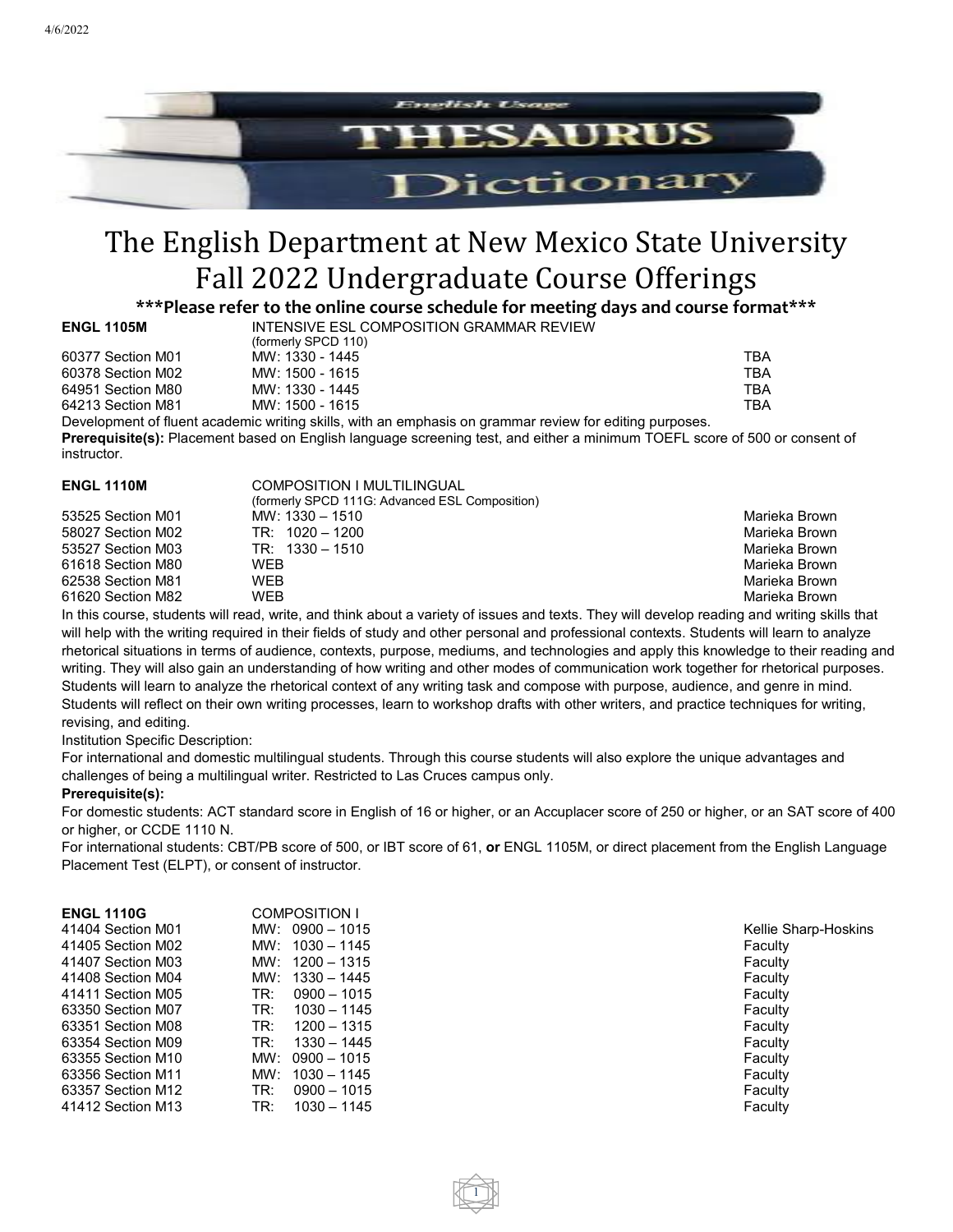4/6/2022

# The English Department at New Mexico State University Fall 2022 Undergraduate Course Offerings

**\*\*\*Please refer to the online course schedule for meeting days and course format\*\*\***

**ENGL 1105M** INTENSIVE ESL COMPOSITION GRAMMAR REVIEW
(formerly SPCD 110)

| | | |
|---|---|---|
| 60377 Section M01 | MW: 1330 - 1445 | TBA |
| 60378 Section M02 | MW: 1500 - 1615 | TBA |
| 64951 Section M80 | MW: 1330 - 1445 | TBA |
| 64213 Section M81 | MW: 1500 - 1615 | TBA |

Development of fluent academic writing skills, with an emphasis on grammar review for editing purposes.

**Prerequisite(s):** Placement based on English language screening test, and either a minimum TOEFL score of 500 or consent of instructor.

**ENGL 1110M** COMPOSITION I MULTILINGUAL
(formerly SPCD 111G: Advanced ESL Composition)

| | | |
|---|---|---|
| 53525 Section M01 | MW: 1330 – 1510 | Marieka Brown |
| 58027 Section M02 | TR: 1020 – 1200 | Marieka Brown |
| 53527 Section M03 | TR: 1330 – 1510 | Marieka Brown |
| 61618 Section M80 | WEB | Marieka Brown |
| 62538 Section M81 | WEB | Marieka Brown |
| 61620 Section M82 | WEB | Marieka Brown |

In this course, students will read, write, and think about a variety of issues and texts. They will develop reading and writing skills that will help with the writing required in their fields of study and other personal and professional contexts. Students will learn to analyze rhetorical situations in terms of audience, contexts, purpose, mediums, and technologies and apply this knowledge to their reading and writing. They will also gain an understanding of how writing and other modes of communication work together for rhetorical purposes. Students will learn to analyze the rhetorical context of any writing task and compose with purpose, audience, and genre in mind. Students will reflect on their own writing processes, learn to workshop drafts with other writers, and practice techniques for writing, revising, and editing.

Institution Specific Description:

For international and domestic multilingual students. Through this course students will also explore the unique advantages and challenges of being a multilingual writer. Restricted to Las Cruces campus only.

**Prerequisite(s):**

For domestic students: ACT standard score in English of 16 or higher, or an Accuplacer score of 250 or higher, or an SAT score of 400 or higher, or CCDE 1110 N.

For international students: CBT/PB score of 500, or IBT score of 61, **or** ENGL 1105M, or direct placement from the English Language Placement Test (ELPT), or consent of instructor.

**ENGL 1110G** COMPOSITION I

| | | |
|---|---|---|
| 41404 Section M01 | MW: 0900 – 1015 | Kellie Sharp-Hoskins |
| 41405 Section M02 | MW: 1030 – 1145 | Faculty |
| 41407 Section M03 | MW: 1200 – 1315 | Faculty |
| 41408 Section M04 | MW: 1330 – 1445 | Faculty |
| 41411 Section M05 | TR: 0900 – 1015 | Faculty |
| 63350 Section M07 | TR: 1030 – 1145 | Faculty |
| 63351 Section M08 | TR: 1200 – 1315 | Faculty |
| 63354 Section M09 | TR: 1330 – 1445 | Faculty |
| 63355 Section M10 | MW: 0900 – 1015 | Faculty |
| 63356 Section M11 | MW: 1030 – 1145 | Faculty |
| 63357 Section M12 | TR: 0900 – 1015 | Faculty |
| 41412 Section M13 | TR: 1030 – 1145 | Faculty |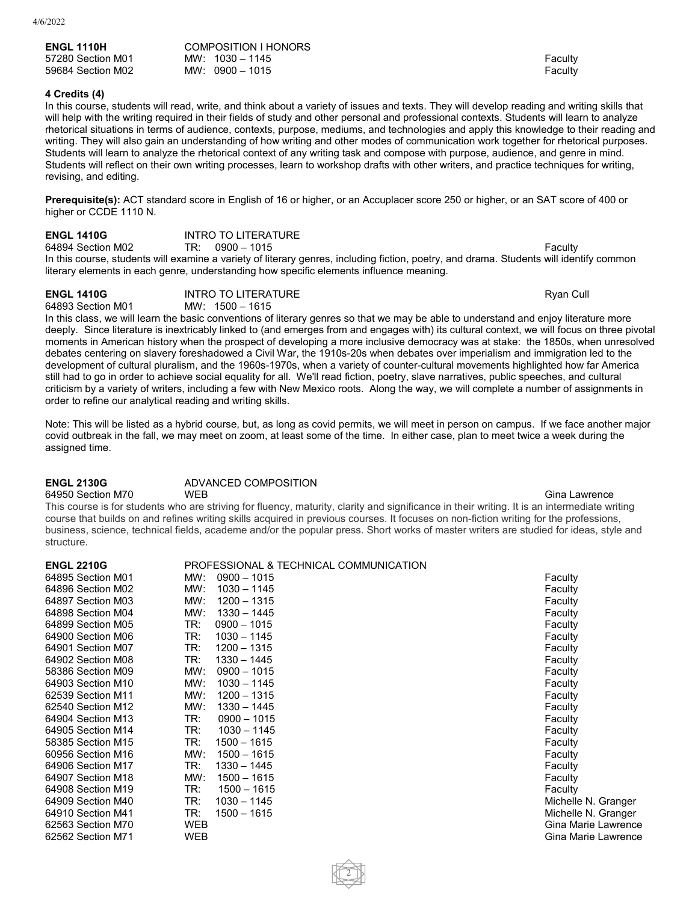**ENGL 1110H** COMPOSITION I HONORS

| Section | Days/Time | Instructor |
|---|---|---|
| 57280 Section M01 | MW: 1030 – 1145 | Faculty |
| 59684 Section M02 | MW: 0900 – 1015 | Faculty |

**4 Credits (4)**

In this course, students will read, write, and think about a variety of issues and texts. They will develop reading and writing skills that will help with the writing required in their fields of study and other personal and professional contexts. Students will learn to analyze rhetorical situations in terms of audience, contexts, purpose, mediums, and technologies and apply this knowledge to their reading and writing. They will also gain an understanding of how writing and other modes of communication work together for rhetorical purposes. Students will learn to analyze the rhetorical context of any writing task and compose with purpose, audience, and genre in mind. Students will reflect on their own writing processes, learn to workshop drafts with other writers, and practice techniques for writing, revising, and editing.

**Prerequisite(s):** ACT standard score in English of 16 or higher, or an Accuplacer score 250 or higher, or an SAT score of 400 or higher or CCDE 1110 N.

**ENGL 1410G** INTRO TO LITERATURE

64894 Section M02 TR: 0900 – 1015 Faculty

In this course, students will examine a variety of literary genres, including fiction, poetry, and drama. Students will identify common literary elements in each genre, understanding how specific elements influence meaning.

**ENGL 1410G** INTRO TO LITERATURE Ryan Cull

64893 Section M01 MW: 1500 – 1615

In this class, we will learn the basic conventions of literary genres so that we may be able to understand and enjoy literature more deeply. Since literature is inextricably linked to (and emerges from and engages with) its cultural context, we will focus on three pivotal moments in American history when the prospect of developing a more inclusive democracy was at stake: the 1850s, when unresolved debates centering on slavery foreshadowed a Civil War, the 1910s-20s when debates over imperialism and immigration led to the development of cultural pluralism, and the 1960s-1970s, when a variety of counter-cultural movements highlighted how far America still had to go in order to achieve social equality for all. We'll read fiction, poetry, slave narratives, public speeches, and cultural criticism by a variety of writers, including a few with New Mexico roots. Along the way, we will complete a number of assignments in order to refine our analytical reading and writing skills.

Note: This will be listed as a hybrid course, but, as long as covid permits, we will meet in person on campus. If we face another major covid outbreak in the fall, we may meet on zoom, at least some of the time. In either case, plan to meet twice a week during the assigned time.

**ENGL 2130G** ADVANCED COMPOSITION

64950 Section M70 WEB Gina Lawrence

This course is for students who are striving for fluency, maturity, clarity and significance in their writing. It is an intermediate writing course that builds on and refines writing skills acquired in previous courses. It focuses on non-fiction writing for the professions, business, science, technical fields, academe and/or the popular press. Short works of master writers are studied for ideas, style and structure.

**ENGL 2210G** PROFESSIONAL & TECHNICAL COMMUNICATION

| Section | Days/Time | Instructor |
|---|---|---|
| 64895 Section M01 | MW: 0900 – 1015 | Faculty |
| 64896 Section M02 | MW: 1030 – 1145 | Faculty |
| 64897 Section M03 | MW: 1200 – 1315 | Faculty |
| 64898 Section M04 | MW: 1330 – 1445 | Faculty |
| 64899 Section M05 | TR: 0900 – 1015 | Faculty |
| 64900 Section M06 | TR: 1030 – 1145 | Faculty |
| 64901 Section M07 | TR: 1200 – 1315 | Faculty |
| 64902 Section M08 | TR: 1330 – 1445 | Faculty |
| 58386 Section M09 | MW: 0900 – 1015 | Faculty |
| 64903 Section M10 | MW: 1030 – 1145 | Faculty |
| 62539 Section M11 | MW: 1200 – 1315 | Faculty |
| 62540 Section M12 | MW: 1330 – 1445 | Faculty |
| 64904 Section M13 | TR: 0900 – 1015 | Faculty |
| 64905 Section M14 | TR: 1030 – 1145 | Faculty |
| 58385 Section M15 | TR: 1500 – 1615 | Faculty |
| 60956 Section M16 | MW: 1500 – 1615 | Faculty |
| 64906 Section M17 | TR: 1330 – 1445 | Faculty |
| 64907 Section M18 | MW: 1500 – 1615 | Faculty |
| 64908 Section M19 | TR: 1500 – 1615 | Faculty |
| 64909 Section M40 | TR: 1030 – 1145 | Michelle N. Granger |
| 64910 Section M41 | TR: 1500 – 1615 | Michelle N. Granger |
| 62563 Section M70 | WEB | Gina Marie Lawrence |
| 62562 Section M71 | WEB | Gina Marie Lawrence |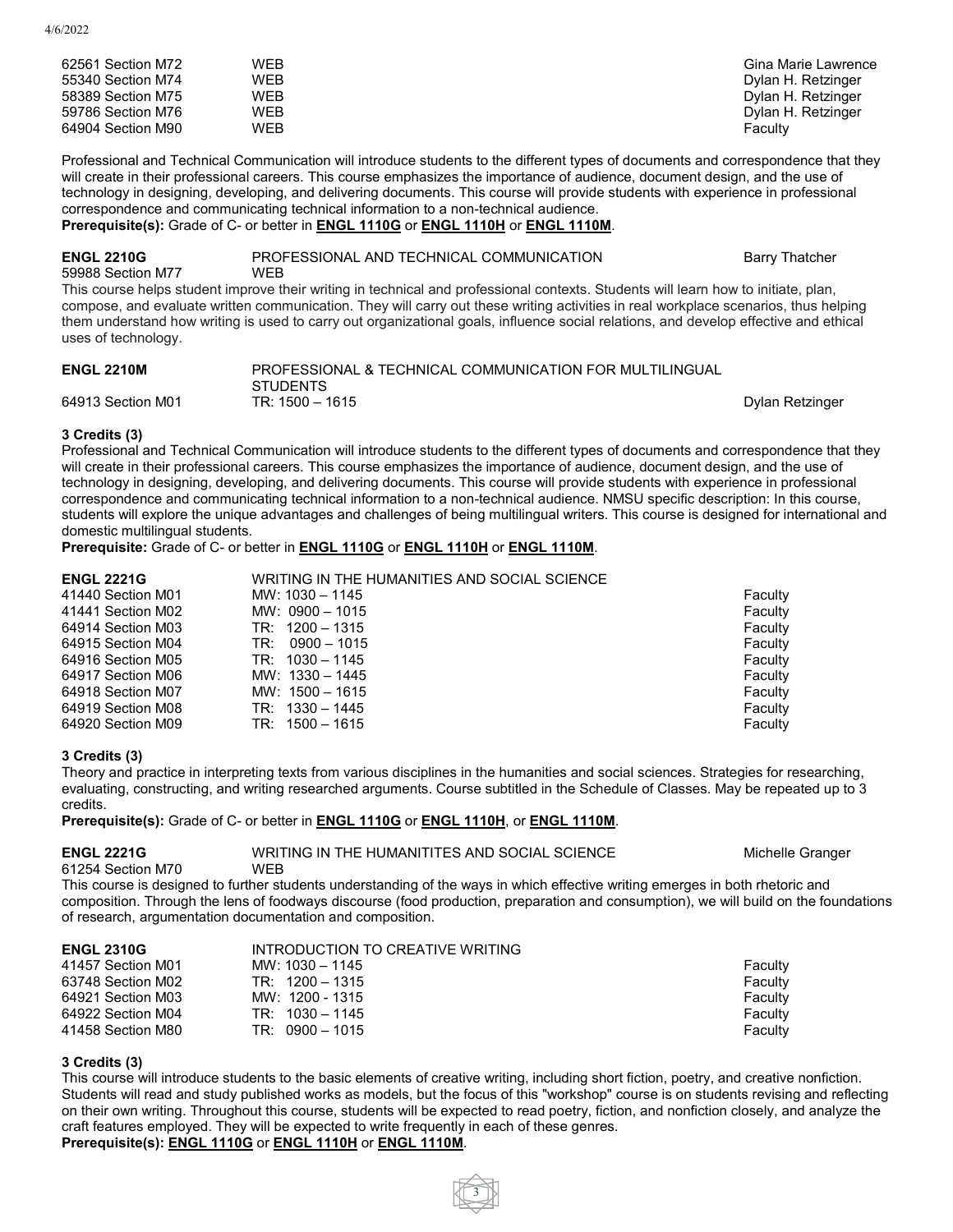| | | |
|---|---|---|
| 62561 Section M72 | WEB | Gina Marie Lawrence |
| 55340 Section M74 | WEB | Dylan H. Retzinger |
| 58389 Section M75 | WEB | Dylan H. Retzinger |
| 59786 Section M76 | WEB | Dylan H. Retzinger |
| 64904 Section M90 | WEB | Faculty |

Professional and Technical Communication will introduce students to the different types of documents and correspondence that they will create in their professional careers. This course emphasizes the importance of audience, document design, and the use of technology in designing, developing, and delivering documents. This course will provide students with experience in professional correspondence and communicating technical information to a non-technical audience.
**Prerequisite(s):** Grade of C- or better in **ENGL 1110G** or **ENGL 1110H** or **ENGL 1110M**.

| **ENGL 2210G** | PROFESSIONAL AND TECHNICAL COMMUNICATION | Barry Thatcher |
|---|---|---|
| 59988 Section M77 | WEB | |

This course helps student improve their writing in technical and professional contexts. Students will learn how to initiate, plan, compose, and evaluate written communication. They will carry out these writing activities in real workplace scenarios, thus helping them understand how writing is used to carry out organizational goals, influence social relations, and develop effective and ethical uses of technology.

| **ENGL 2210M** | PROFESSIONAL & TECHNICAL COMMUNICATION FOR MULTILINGUAL STUDENTS | |
|---|---|---|
| 64913 Section M01 | TR: 1500 – 1615 | Dylan Retzinger |

**3 Credits (3)**
Professional and Technical Communication will introduce students to the different types of documents and correspondence that they will create in their professional careers. This course emphasizes the importance of audience, document design, and the use of technology in designing, developing, and delivering documents. This course will provide students with experience in professional correspondence and communicating technical information to a non-technical audience. NMSU specific description: In this course, students will explore the unique advantages and challenges of being multilingual writers. This course is designed for international and domestic multilingual students.
**Prerequisite:** Grade of C- or better in **ENGL 1110G** or **ENGL 1110H** or **ENGL 1110M**.

| **ENGL 2221G** | WRITING IN THE HUMANITIES AND SOCIAL SCIENCE | |
|---|---|---|
| 41440 Section M01 | MW: 1030 – 1145 | Faculty |
| 41441 Section M02 | MW: 0900 – 1015 | Faculty |
| 64914 Section M03 | TR: 1200 – 1315 | Faculty |
| 64915 Section M04 | TR: 0900 – 1015 | Faculty |
| 64916 Section M05 | TR: 1030 – 1145 | Faculty |
| 64917 Section M06 | MW: 1330 – 1445 | Faculty |
| 64918 Section M07 | MW: 1500 – 1615 | Faculty |
| 64919 Section M08 | TR: 1330 – 1445 | Faculty |
| 64920 Section M09 | TR: 1500 – 1615 | Faculty |

**3 Credits (3)**
Theory and practice in interpreting texts from various disciplines in the humanities and social sciences. Strategies for researching, evaluating, constructing, and writing researched arguments. Course subtitled in the Schedule of Classes. May be repeated up to 3 credits.
**Prerequisite(s):** Grade of C- or better in **ENGL 1110G** or **ENGL 1110H**, or **ENGL 1110M**.

| **ENGL 2221G** | WRITING IN THE HUMANITITES AND SOCIAL SCIENCE | Michelle Granger |
|---|---|---|
| 61254 Section M70 | WEB | |

This course is designed to further students understanding of the ways in which effective writing emerges in both rhetoric and composition. Through the lens of foodways discourse (food production, preparation and consumption), we will build on the foundations of research, argumentation documentation and composition.

| **ENGL 2310G** | INTRODUCTION TO CREATIVE WRITING | |
|---|---|---|
| 41457 Section M01 | MW: 1030 – 1145 | Faculty |
| 63748 Section M02 | TR: 1200 – 1315 | Faculty |
| 64921 Section M03 | MW: 1200 - 1315 | Faculty |
| 64922 Section M04 | TR: 1030 – 1145 | Faculty |
| 41458 Section M80 | TR: 0900 – 1015 | Faculty |

**3 Credits (3)**
This course will introduce students to the basic elements of creative writing, including short fiction, poetry, and creative nonfiction. Students will read and study published works as models, but the focus of this "workshop" course is on students revising and reflecting on their own writing. Throughout this course, students will be expected to read poetry, fiction, and nonfiction closely, and analyze the craft features employed. They will be expected to write frequently in each of these genres.
**Prerequisite(s): ENGL 1110G** or **ENGL 1110H** or **ENGL 1110M**.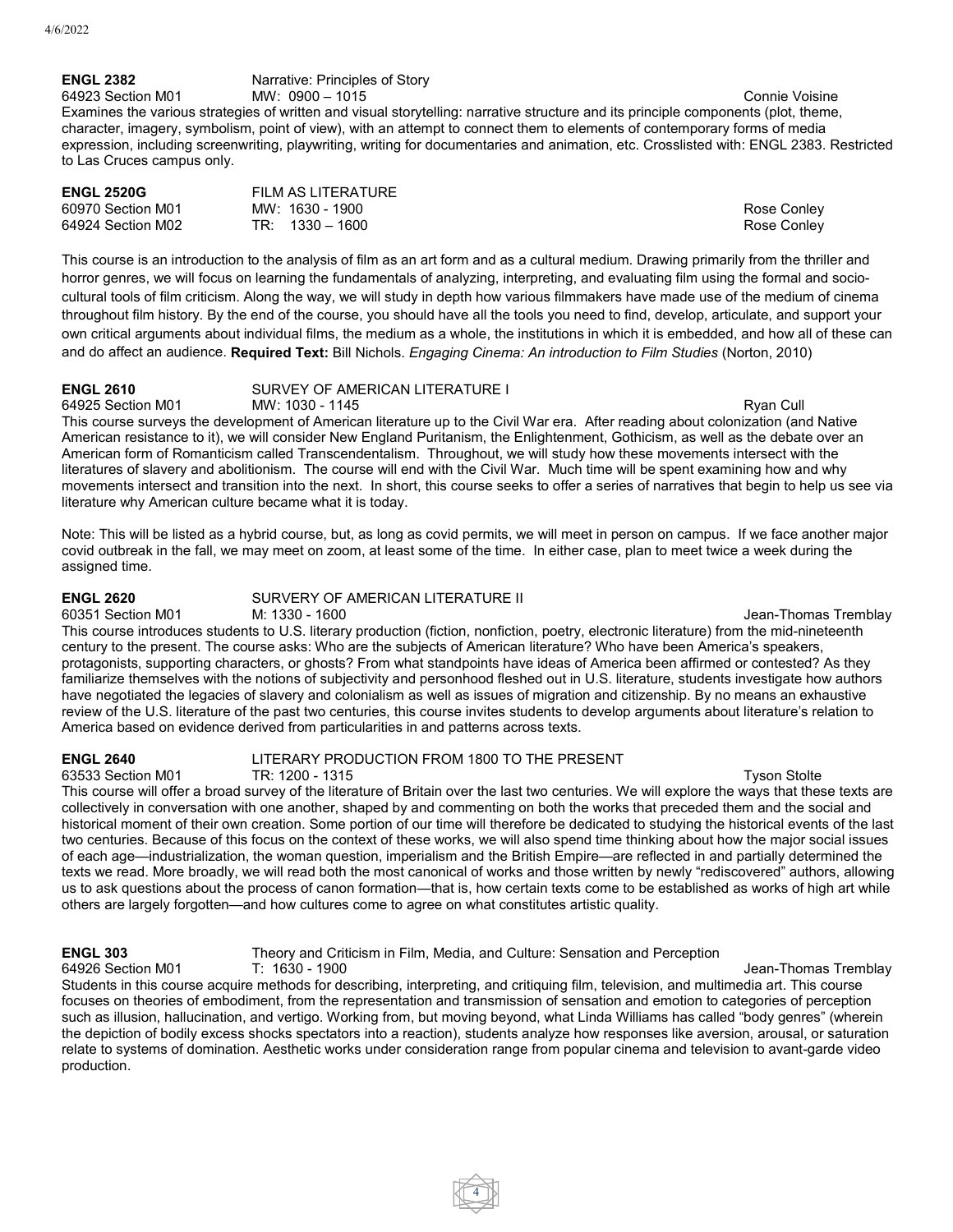**ENGL 2382** Narrative: Principles of Story

64923 Section M01 MW: 0900 – 1015 Connie Voisine

Examines the various strategies of written and visual storytelling: narrative structure and its principle components (plot, theme, character, imagery, symbolism, point of view), with an attempt to connect them to elements of contemporary forms of media expression, including screenwriting, playwriting, writing for documentaries and animation, etc. Crosslisted with: ENGL 2383. Restricted to Las Cruces campus only.

**ENGL 2520G** FILM AS LITERATURE

60970 Section M01 MW: 1630 - 1900 Rose Conley

64924 Section M02 TR: 1330 – 1600 Rose Conley

This course is an introduction to the analysis of film as an art form and as a cultural medium. Drawing primarily from the thriller and horror genres, we will focus on learning the fundamentals of analyzing, interpreting, and evaluating film using the formal and socio-cultural tools of film criticism. Along the way, we will study in depth how various filmmakers have made use of the medium of cinema throughout film history. By the end of the course, you should have all the tools you need to find, develop, articulate, and support your own critical arguments about individual films, the medium as a whole, the institutions in which it is embedded, and how all of these can and do affect an audience. **Required Text:** Bill Nichols. *Engaging Cinema: An introduction to Film Studies* (Norton, 2010)

**ENGL 2610** SURVEY OF AMERICAN LITERATURE I

64925 Section M01 MW: 1030 - 1145 Ryan Cull

This course surveys the development of American literature up to the Civil War era. After reading about colonization (and Native American resistance to it), we will consider New England Puritanism, the Enlightenment, Gothicism, as well as the debate over an American form of Romanticism called Transcendentalism. Throughout, we will study how these movements intersect with the literatures of slavery and abolitionism. The course will end with the Civil War. Much time will be spent examining how and why movements intersect and transition into the next. In short, this course seeks to offer a series of narratives that begin to help us see via literature why American culture became what it is today.

Note: This will be listed as a hybrid course, but, as long as covid permits, we will meet in person on campus. If we face another major covid outbreak in the fall, we may meet on zoom, at least some of the time. In either case, plan to meet twice a week during the assigned time.

**ENGL 2620** SURVERY OF AMERICAN LITERATURE II

60351 Section M01 M: 1330 - 1600 Jean-Thomas Tremblay

This course introduces students to U.S. literary production (fiction, nonfiction, poetry, electronic literature) from the mid-nineteenth century to the present. The course asks: Who are the subjects of American literature? Who have been America's speakers, protagonists, supporting characters, or ghosts? From what standpoints have ideas of America been affirmed or contested? As they familiarize themselves with the notions of subjectivity and personhood fleshed out in U.S. literature, students investigate how authors have negotiated the legacies of slavery and colonialism as well as issues of migration and citizenship. By no means an exhaustive review of the U.S. literature of the past two centuries, this course invites students to develop arguments about literature's relation to America based on evidence derived from particularities in and patterns across texts.

**ENGL 2640** LITERARY PRODUCTION FROM 1800 TO THE PRESENT

63533 Section M01 TR: 1200 - 1315 Tyson Stolte

This course will offer a broad survey of the literature of Britain over the last two centuries. We will explore the ways that these texts are collectively in conversation with one another, shaped by and commenting on both the works that preceded them and the social and historical moment of their own creation. Some portion of our time will therefore be dedicated to studying the historical events of the last two centuries. Because of this focus on the context of these works, we will also spend time thinking about how the major social issues of each age—industrialization, the woman question, imperialism and the British Empire—are reflected in and partially determined the texts we read. More broadly, we will read both the most canonical of works and those written by newly "rediscovered" authors, allowing us to ask questions about the process of canon formation—that is, how certain texts come to be established as works of high art while others are largely forgotten—and how cultures come to agree on what constitutes artistic quality.

**ENGL 303** Theory and Criticism in Film, Media, and Culture: Sensation and Perception

64926 Section M01 T: 1630 - 1900 Jean-Thomas Tremblay

Students in this course acquire methods for describing, interpreting, and critiquing film, television, and multimedia art. This course focuses on theories of embodiment, from the representation and transmission of sensation and emotion to categories of perception such as illusion, hallucination, and vertigo. Working from, but moving beyond, what Linda Williams has called "body genres" (wherein the depiction of bodily excess shocks spectators into a reaction), students analyze how responses like aversion, arousal, or saturation relate to systems of domination. Aesthetic works under consideration range from popular cinema and television to avant-garde video production.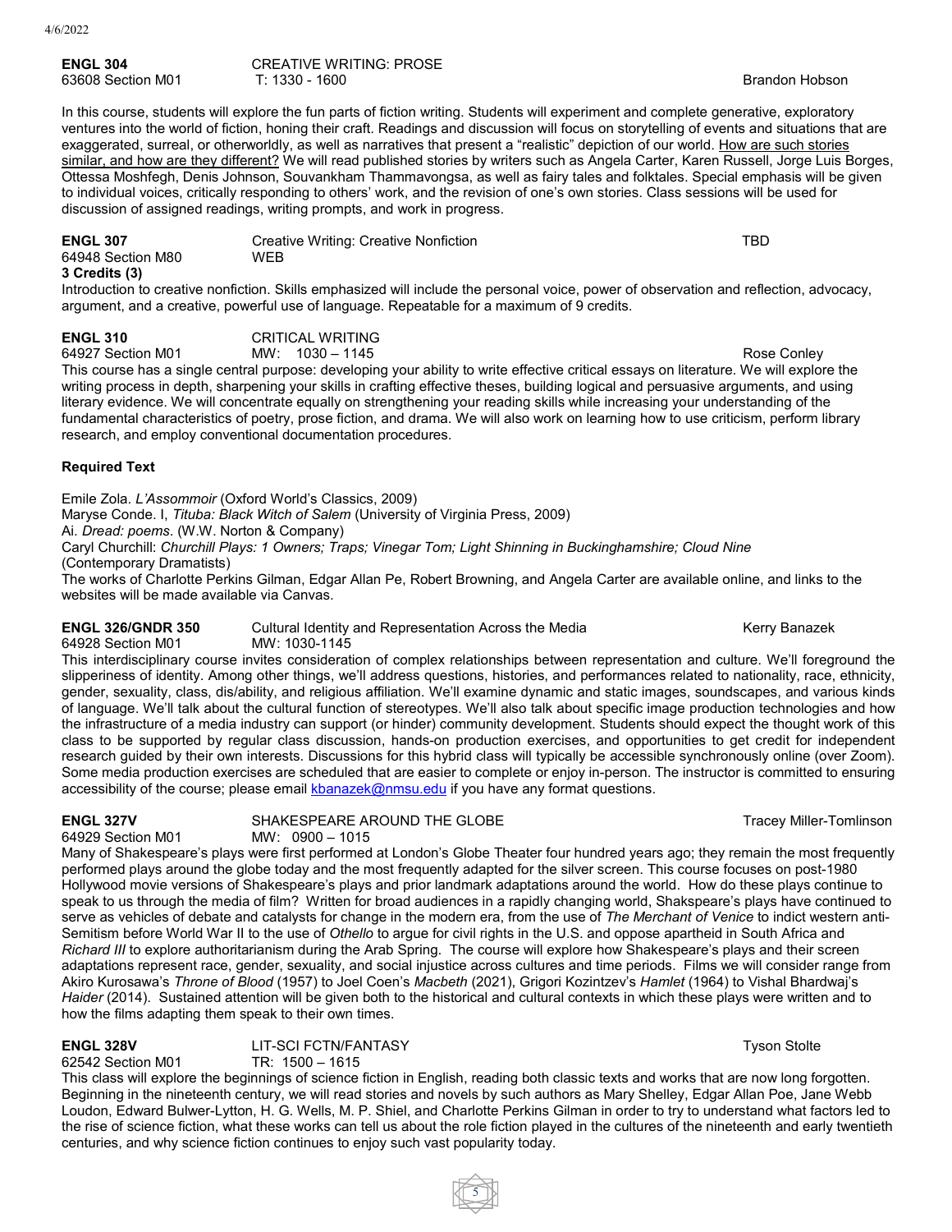**ENGL 304** CREATIVE WRITING: PROSE
63608 Section M01 T: 1330 - 1600 Brandon Hobson

In this course, students will explore the fun parts of fiction writing. Students will experiment and complete generative, exploratory ventures into the world of fiction, honing their craft. Readings and discussion will focus on storytelling of events and situations that are exaggerated, surreal, or otherworldly, as well as narratives that present a "realistic" depiction of our world. How are such stories similar, and how are they different? We will read published stories by writers such as Angela Carter, Karen Russell, Jorge Luis Borges, Ottessa Moshfegh, Denis Johnson, Souvankham Thammavongsa, as well as fairy tales and folktales. Special emphasis will be given to individual voices, critically responding to others' work, and the revision of one's own stories. Class sessions will be used for discussion of assigned readings, writing prompts, and work in progress.

**ENGL 307** Creative Writing: Creative Nonfiction TBD
64948 Section M80 WEB
**3 Credits (3)**

Introduction to creative nonfiction. Skills emphasized will include the personal voice, power of observation and reflection, advocacy, argument, and a creative, powerful use of language. Repeatable for a maximum of 9 credits.

**ENGL 310** CRITICAL WRITING
64927 Section M01 MW: 1030 – 1145 Rose Conley

This course has a single central purpose: developing your ability to write effective critical essays on literature. We will explore the writing process in depth, sharpening your skills in crafting effective theses, building logical and persuasive arguments, and using literary evidence. We will concentrate equally on strengthening your reading skills while increasing your understanding of the fundamental characteristics of poetry, prose fiction, and drama. We will also work on learning how to use criticism, perform library research, and employ conventional documentation procedures.

**Required Text**

Emile Zola. *L'Assommoir* (Oxford World's Classics, 2009)
Maryse Conde. I, *Tituba: Black Witch of Salem* (University of Virginia Press, 2009)
Ai. *Dread: poems*. (W.W. Norton & Company)
Caryl Churchill: *Churchill Plays: 1 Owners; Traps; Vinegar Tom; Light Shinning in Buckinghamshire; Cloud Nine*
(Contemporary Dramatists)
The works of Charlotte Perkins Gilman, Edgar Allan Pe, Robert Browning, and Angela Carter are available online, and links to the websites will be made available via Canvas.

**ENGL 326/GNDR 350** Cultural Identity and Representation Across the Media Kerry Banazek
64928 Section M01 MW: 1030-1145

This interdisciplinary course invites consideration of complex relationships between representation and culture. We'll foreground the slipperiness of identity. Among other things, we'll address questions, histories, and performances related to nationality, race, ethnicity, gender, sexuality, class, dis/ability, and religious affiliation. We'll examine dynamic and static images, soundscapes, and various kinds of language. We'll talk about the cultural function of stereotypes. We'll also talk about specific image production technologies and how the infrastructure of a media industry can support (or hinder) community development. Students should expect the thought work of this class to be supported by regular class discussion, hands-on production exercises, and opportunities to get credit for independent research guided by their own interests. Discussions for this hybrid class will typically be accessible synchronously online (over Zoom). Some media production exercises are scheduled that are easier to complete or enjoy in-person. The instructor is committed to ensuring accessibility of the course; please email kbanazek@nmsu.edu if you have any format questions.

**ENGL 327V** SHAKESPEARE AROUND THE GLOBE Tracey Miller-Tomlinson
64929 Section M01 MW: 0900 – 1015

Many of Shakespeare's plays were first performed at London's Globe Theater four hundred years ago; they remain the most frequently performed plays around the globe today and the most frequently adapted for the silver screen. This course focuses on post-1980 Hollywood movie versions of Shakespeare's plays and prior landmark adaptations around the world. How do these plays continue to speak to us through the media of film? Written for broad audiences in a rapidly changing world, Shakspeare's plays have continued to serve as vehicles of debate and catalysts for change in the modern era, from the use of *The Merchant of Venice* to indict western anti-Semitism before World War II to the use of *Othello* to argue for civil rights in the U.S. and oppose apartheid in South Africa and *Richard III* to explore authoritarianism during the Arab Spring. The course will explore how Shakespeare's plays and their screen adaptations represent race, gender, sexuality, and social injustice across cultures and time periods. Films we will consider range from Akiro Kurosawa's *Throne of Blood* (1957) to Joel Coen's *Macbeth* (2021), Grigori Kozintzev's *Hamlet* (1964) to Vishal Bhardwaj's *Haider* (2014). Sustained attention will be given both to the historical and cultural contexts in which these plays were written and to how the films adapting them speak to their own times.

**ENGL 328V** LIT-SCI FCTN/FANTASY Tyson Stolte
62542 Section M01 TR: 1500 – 1615

This class will explore the beginnings of science fiction in English, reading both classic texts and works that are now long forgotten. Beginning in the nineteenth century, we will read stories and novels by such authors as Mary Shelley, Edgar Allan Poe, Jane Webb Loudon, Edward Bulwer-Lytton, H. G. Wells, M. P. Shiel, and Charlotte Perkins Gilman in order to try to understand what factors led to the rise of science fiction, what these works can tell us about the role fiction played in the cultures of the nineteenth and early twentieth centuries, and why science fiction continues to enjoy such vast popularity today.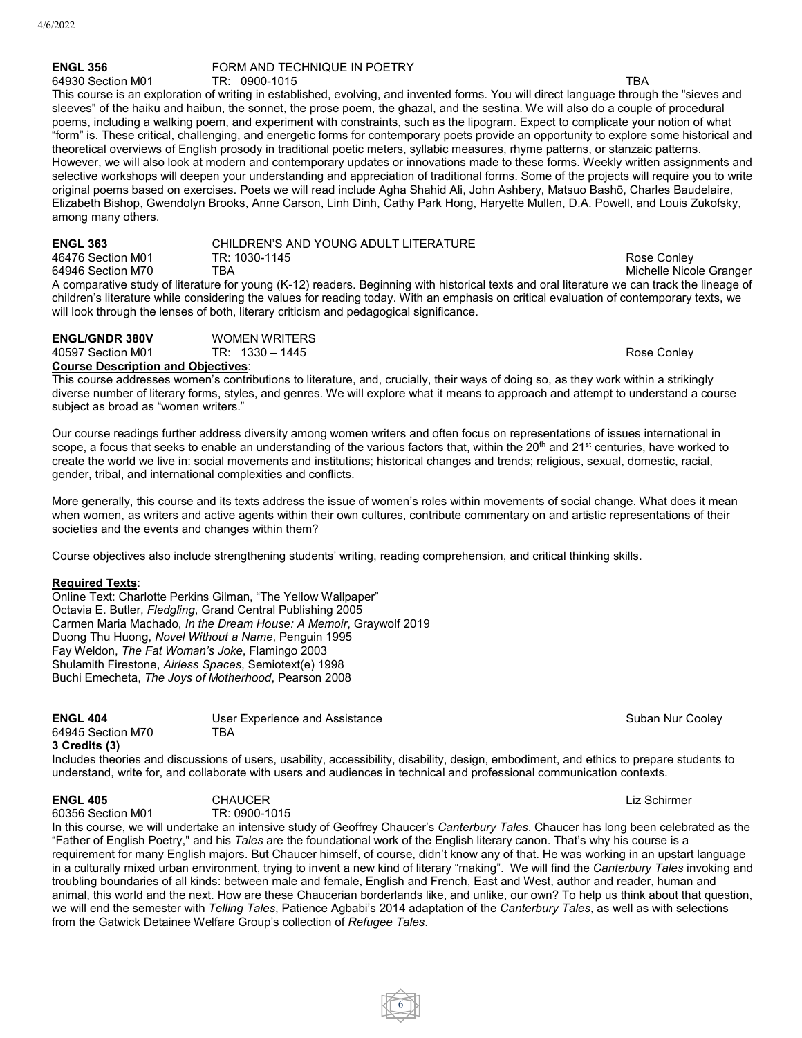**ENGL 356** FORM AND TECHNIQUE IN POETRY

64930 Section M01 TR: 0900-1015 TBA

This course is an exploration of writing in established, evolving, and invented forms. You will direct language through the "sieves and sleeves" of the haiku and haibun, the sonnet, the prose poem, the ghazal, and the sestina. We will also do a couple of procedural poems, including a walking poem, and experiment with constraints, such as the lipogram. Expect to complicate your notion of what "form" is. These critical, challenging, and energetic forms for contemporary poets provide an opportunity to explore some historical and theoretical overviews of English prosody in traditional poetic meters, syllabic measures, rhyme patterns, or stanzaic patterns. However, we will also look at modern and contemporary updates or innovations made to these forms. Weekly written assignments and selective workshops will deepen your understanding and appreciation of traditional forms. Some of the projects will require you to write original poems based on exercises. Poets we will read include Agha Shahid Ali, John Ashbery, Matsuo Bashō, Charles Baudelaire, Elizabeth Bishop, Gwendolyn Brooks, Anne Carson, Linh Dinh, Cathy Park Hong, Haryette Mullen, D.A. Powell, and Louis Zukofsky, among many others.

**ENGL 363** CHILDREN'S AND YOUNG ADULT LITERATURE

46476 Section M01 TR: 1030-1145 Rose Conley

64946 Section M70 TBA Michelle Nicole Granger

A comparative study of literature for young (K-12) readers. Beginning with historical texts and oral literature we can track the lineage of children's literature while considering the values for reading today. With an emphasis on critical evaluation of contemporary texts, we will look through the lenses of both, literary criticism and pedagogical significance.

**ENGL/GNDR 380V** WOMEN WRITERS

40597 Section M01 TR: 1330 – 1445 Rose Conley

**Course Description and Objectives**:

This course addresses women's contributions to literature, and, crucially, their ways of doing so, as they work within a strikingly diverse number of literary forms, styles, and genres. We will explore what it means to approach and attempt to understand a course subject as broad as "women writers."

Our course readings further address diversity among women writers and often focus on representations of issues international in scope, a focus that seeks to enable an understanding of the various factors that, within the 20th and 21st centuries, have worked to create the world we live in: social movements and institutions; historical changes and trends; religious, sexual, domestic, racial, gender, tribal, and international complexities and conflicts.

More generally, this course and its texts address the issue of women's roles within movements of social change. What does it mean when women, as writers and active agents within their own cultures, contribute commentary on and artistic representations of their societies and the events and changes within them?

Course objectives also include strengthening students' writing, reading comprehension, and critical thinking skills.

**Required Texts**:

Online Text: Charlotte Perkins Gilman, "The Yellow Wallpaper"
Octavia E. Butler, *Fledgling*, Grand Central Publishing 2005
Carmen Maria Machado, *In the Dream House: A Memoir*, Graywolf 2019
Duong Thu Huong, *Novel Without a Name*, Penguin 1995
Fay Weldon, *The Fat Woman's Joke*, Flamingo 2003
Shulamith Firestone, *Airless Spaces*, Semiotext(e) 1998
Buchi Emecheta, *The Joys of Motherhood*, Pearson 2008

**ENGL 404** User Experience and Assistance Suban Nur Cooley

64945 Section M70 TBA

**3 Credits (3)**

Includes theories and discussions of users, usability, accessibility, disability, design, embodiment, and ethics to prepare students to understand, write for, and collaborate with users and audiences in technical and professional communication contexts.

**ENGL 405** CHAUCER Liz Schirmer

60356 Section M01 TR: 0900-1015

In this course, we will undertake an intensive study of Geoffrey Chaucer's *Canterbury Tales*. Chaucer has long been celebrated as the "Father of English Poetry," and his *Tales* are the foundational work of the English literary canon. That's why his course is a requirement for many English majors. But Chaucer himself, of course, didn't know any of that. He was working in an upstart language in a culturally mixed urban environment, trying to invent a new kind of literary "making". We will find the *Canterbury Tales* invoking and troubling boundaries of all kinds: between male and female, English and French, East and West, author and reader, human and animal, this world and the next. How are these Chaucerian borderlands like, and unlike, our own? To help us think about that question, we will end the semester with *Telling Tales*, Patience Agbabi's 2014 adaptation of the *Canterbury Tales*, as well as with selections from the Gatwick Detainee Welfare Group's collection of *Refugee Tales*.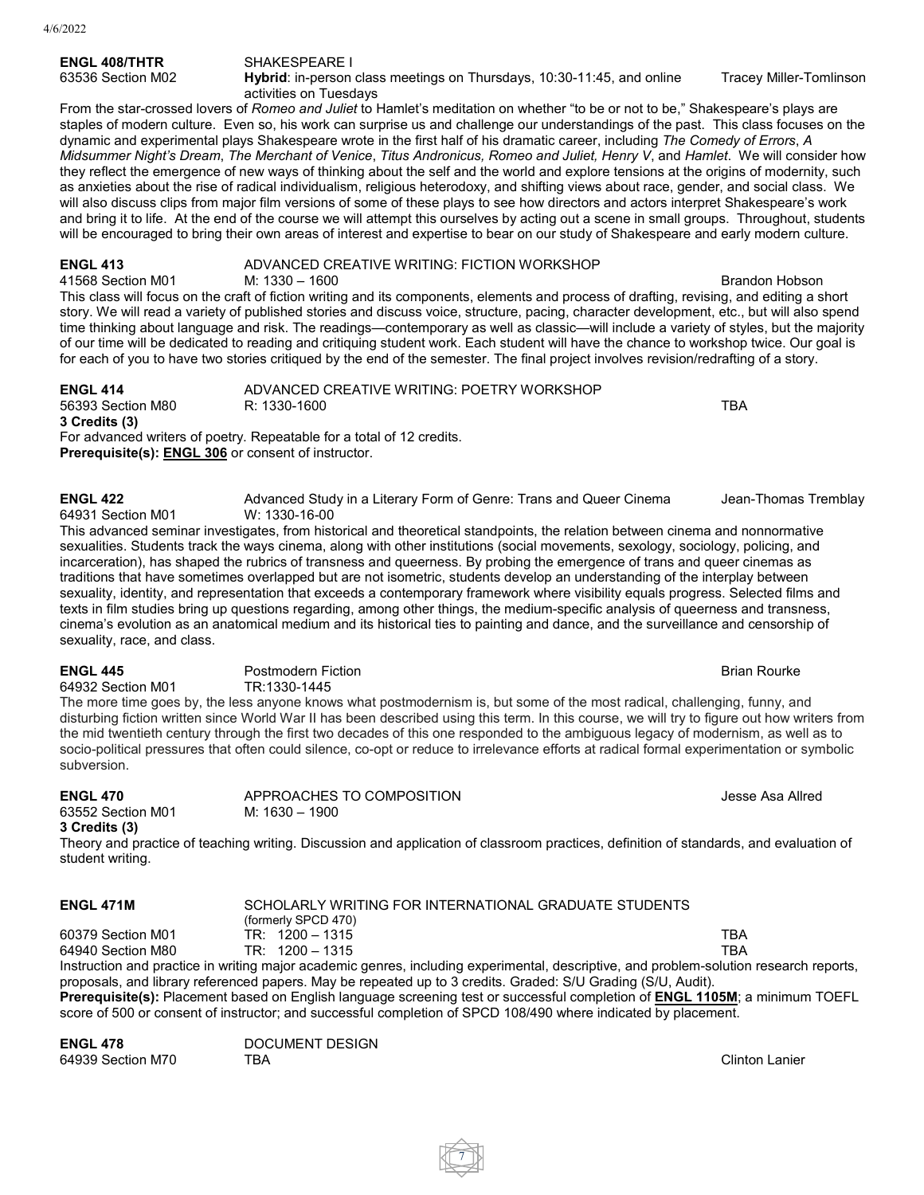**ENGL 408/THTR** SHAKESPEARE I
63536 Section M02 **Hybrid**: in-person class meetings on Thursdays, 10:30-11:45, and online activities on Tuesdays — Tracey Miller-Tomlinson

From the star-crossed lovers of *Romeo and Juliet* to Hamlet's meditation on whether "to be or not to be," Shakespeare's plays are staples of modern culture. Even so, his work can surprise us and challenge our understandings of the past. This class focuses on the dynamic and experimental plays Shakespeare wrote in the first half of his dramatic career, including *The Comedy of Errors*, *A Midsummer Night's Dream*, *The Merchant of Venice*, *Titus Andronicus, Romeo and Juliet, Henry V*, and *Hamlet*. We will consider how they reflect the emergence of new ways of thinking about the self and the world and explore tensions at the origins of modernity, such as anxieties about the rise of radical individualism, religious heterodoxy, and shifting views about race, gender, and social class. We will also discuss clips from major film versions of some of these plays to see how directors and actors interpret Shakespeare's work and bring it to life. At the end of the course we will attempt this ourselves by acting out a scene in small groups. Throughout, students will be encouraged to bring their own areas of interest and expertise to bear on our study of Shakespeare and early modern culture.

**ENGL 413** ADVANCED CREATIVE WRITING: FICTION WORKSHOP
41568 Section M01 M: 1330 – 1600 — Brandon Hobson

This class will focus on the craft of fiction writing and its components, elements and process of drafting, revising, and editing a short story. We will read a variety of published stories and discuss voice, structure, pacing, character development, etc., but will also spend time thinking about language and risk. The readings—contemporary as well as classic—will include a variety of styles, but the majority of our time will be dedicated to reading and critiquing student work. Each student will have the chance to workshop twice. Our goal is for each of you to have two stories critiqued by the end of the semester. The final project involves revision/redrafting of a story.

**ENGL 414** ADVANCED CREATIVE WRITING: POETRY WORKSHOP
56393 Section M80 R: 1330-1600 — TBA
**3 Credits (3)**

For advanced writers of poetry. Repeatable for a total of 12 credits.
**Prerequisite(s): ENGL 306** or consent of instructor.

**ENGL 422** Advanced Study in a Literary Form of Genre: Trans and Queer Cinema — Jean-Thomas Tremblay
64931 Section M01 W: 1330-16-00

This advanced seminar investigates, from historical and theoretical standpoints, the relation between cinema and nonnormative sexualities. Students track the ways cinema, along with other institutions (social movements, sexology, sociology, policing, and incarceration), has shaped the rubrics of transness and queerness. By probing the emergence of trans and queer cinemas as traditions that have sometimes overlapped but are not isometric, students develop an understanding of the interplay between sexuality, identity, and representation that exceeds a contemporary framework where visibility equals progress. Selected films and texts in film studies bring up questions regarding, among other things, the medium-specific analysis of queerness and transness, cinema's evolution as an anatomical medium and its historical ties to painting and dance, and the surveillance and censorship of sexuality, race, and class.

**ENGL 445** Postmodern Fiction — Brian Rourke
64932 Section M01 TR:1330-1445

The more time goes by, the less anyone knows what postmodernism is, but some of the most radical, challenging, funny, and disturbing fiction written since World War II has been described using this term. In this course, we will try to figure out how writers from the mid twentieth century through the first two decades of this one responded to the ambiguous legacy of modernism, as well as to socio-political pressures that often could silence, co-opt or reduce to irrelevance efforts at radical formal experimentation or symbolic subversion.

**ENGL 470** APPROACHES TO COMPOSITION — Jesse Asa Allred
63552 Section M01 M: 1630 – 1900
**3 Credits (3)**

Theory and practice of teaching writing. Discussion and application of classroom practices, definition of standards, and evaluation of student writing.

**ENGL 471M** SCHOLARLY WRITING FOR INTERNATIONAL GRADUATE STUDENTS (formerly SPCD 470)
60379 Section M01 TR: 1200 – 1315 — TBA
64940 Section M80 TR: 1200 – 1315 — TBA

Instruction and practice in writing major academic genres, including experimental, descriptive, and problem-solution research reports, proposals, and library referenced papers. May be repeated up to 3 credits. Graded: S/U Grading (S/U, Audit).
**Prerequisite(s):** Placement based on English language screening test or successful completion of **ENGL 1105M**; a minimum TOEFL score of 500 or consent of instructor; and successful completion of SPCD 108/490 where indicated by placement.

**ENGL 478** DOCUMENT DESIGN
64939 Section M70 TBA — Clinton Lanier